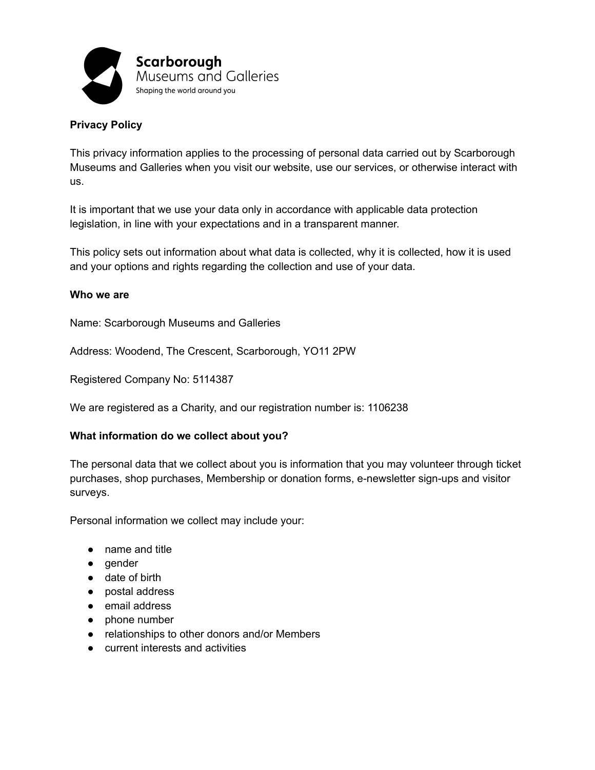Scarborough
Museums and Galleries
Shaping the world around you

## Privacy Policy

This privacy information applies to the processing of personal data carried out by Scarborough Museums and Galleries when you visit our website, use our services, or otherwise interact with us.

It is important that we use your data only in accordance with applicable data protection legislation, in line with your expectations and in a transparent manner.

This policy sets out information about what data is collected, why it is collected, how it is used and your options and rights regarding the collection and use of your data.

### Who we are

Name: Scarborough Museums and Galleries

Address: Woodend, The Crescent, Scarborough, YO11 2PW

Registered Company No: 5114387

We are registered as a Charity, and our registration number is: 1106238

### What information do we collect about you?

The personal data that we collect about you is information that you may volunteer through ticket purchases, shop purchases, Membership or donation forms, e-newsletter sign-ups and visitor surveys.

Personal information we collect may include your:

- name and title
- gender
- date of birth
- postal address
- email address
- phone number
- relationships to other donors and/or Members
- current interests and activities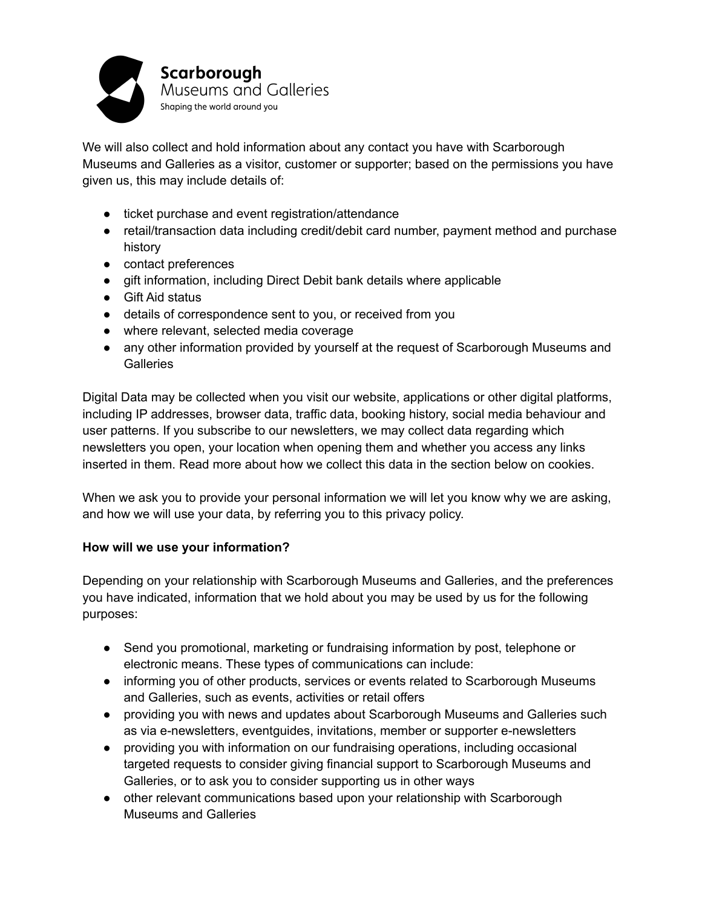We will also collect and hold information about any contact you have with Scarborough Museums and Galleries as a visitor, customer or supporter; based on the permissions you have given us, this may include details of:

- ticket purchase and event registration/attendance
- retail/transaction data including credit/debit card number, payment method and purchase history
- contact preferences
- gift information, including Direct Debit bank details where applicable
- Gift Aid status
- details of correspondence sent to you, or received from you
- where relevant, selected media coverage
- any other information provided by yourself at the request of Scarborough Museums and Galleries

Digital Data may be collected when you visit our website, applications or other digital platforms, including IP addresses, browser data, traffic data, booking history, social media behaviour and user patterns. If you subscribe to our newsletters, we may collect data regarding which newsletters you open, your location when opening them and whether you access any links inserted in them. Read more about how we collect this data in the section below on cookies.

When we ask you to provide your personal information we will let you know why we are asking, and how we will use your data, by referring you to this privacy policy.

**How will we use your information?**

Depending on your relationship with Scarborough Museums and Galleries, and the preferences you have indicated, information that we hold about you may be used by us for the following purposes:

- Send you promotional, marketing or fundraising information by post, telephone or electronic means. These types of communications can include:
- informing you of other products, services or events related to Scarborough Museums and Galleries, such as events, activities or retail offers
- providing you with news and updates about Scarborough Museums and Galleries such as via e-newsletters, eventguides, invitations, member or supporter e-newsletters
- providing you with information on our fundraising operations, including occasional targeted requests to consider giving financial support to Scarborough Museums and Galleries, or to ask you to consider supporting us in other ways
- other relevant communications based upon your relationship with Scarborough Museums and Galleries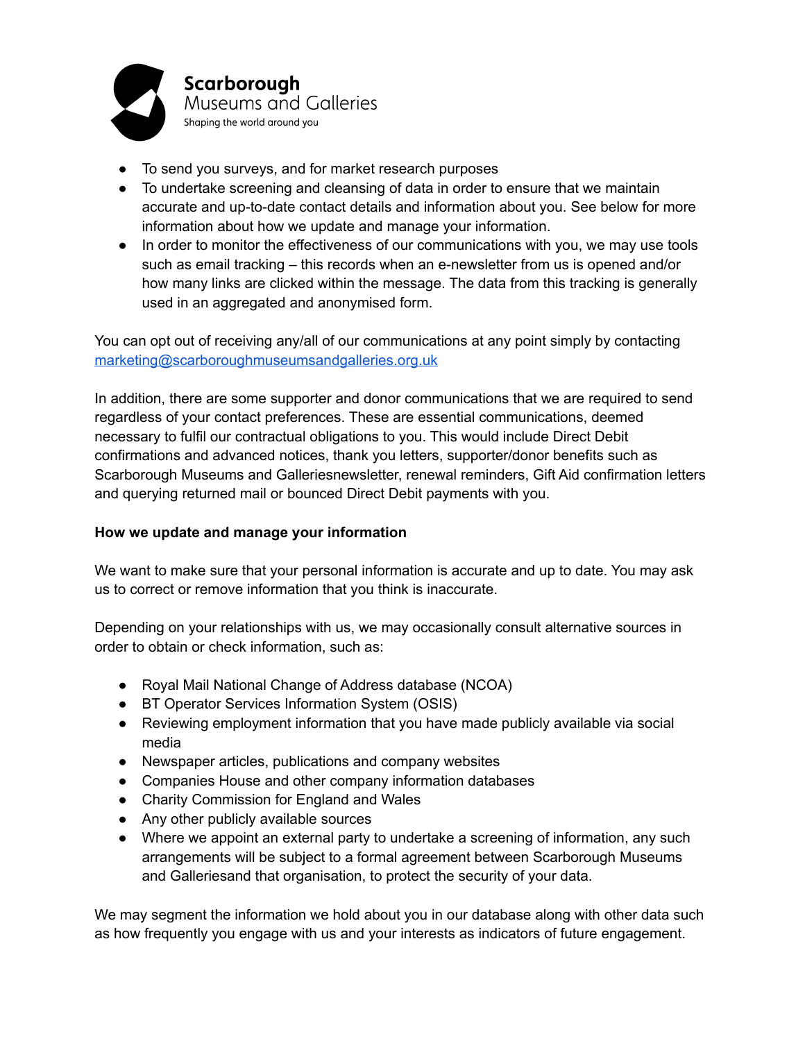- To send you surveys, and for market research purposes
- To undertake screening and cleansing of data in order to ensure that we maintain accurate and up-to-date contact details and information about you. See below for more information about how we update and manage your information.
- In order to monitor the effectiveness of our communications with you, we may use tools such as email tracking – this records when an e-newsletter from us is opened and/or how many links are clicked within the message. The data from this tracking is generally used in an aggregated and anonymised form.

You can opt out of receiving any/all of our communications at any point simply by contacting marketing@scarboroughmuseumsandgalleries.org.uk

In addition, there are some supporter and donor communications that we are required to send regardless of your contact preferences. These are essential communications, deemed necessary to fulfil our contractual obligations to you. This would include Direct Debit confirmations and advanced notices, thank you letters, supporter/donor benefits such as Scarborough Museums and Galleriesnewsletter, renewal reminders, Gift Aid confirmation letters and querying returned mail or bounced Direct Debit payments with you.

**How we update and manage your information**

We want to make sure that your personal information is accurate and up to date. You may ask us to correct or remove information that you think is inaccurate.

Depending on your relationships with us, we may occasionally consult alternative sources in order to obtain or check information, such as:

- Royal Mail National Change of Address database (NCOA)
- BT Operator Services Information System (OSIS)
- Reviewing employment information that you have made publicly available via social media
- Newspaper articles, publications and company websites
- Companies House and other company information databases
- Charity Commission for England and Wales
- Any other publicly available sources
- Where we appoint an external party to undertake a screening of information, any such arrangements will be subject to a formal agreement between Scarborough Museums and Galleriesand that organisation, to protect the security of your data.

We may segment the information we hold about you in our database along with other data such as how frequently you engage with us and your interests as indicators of future engagement.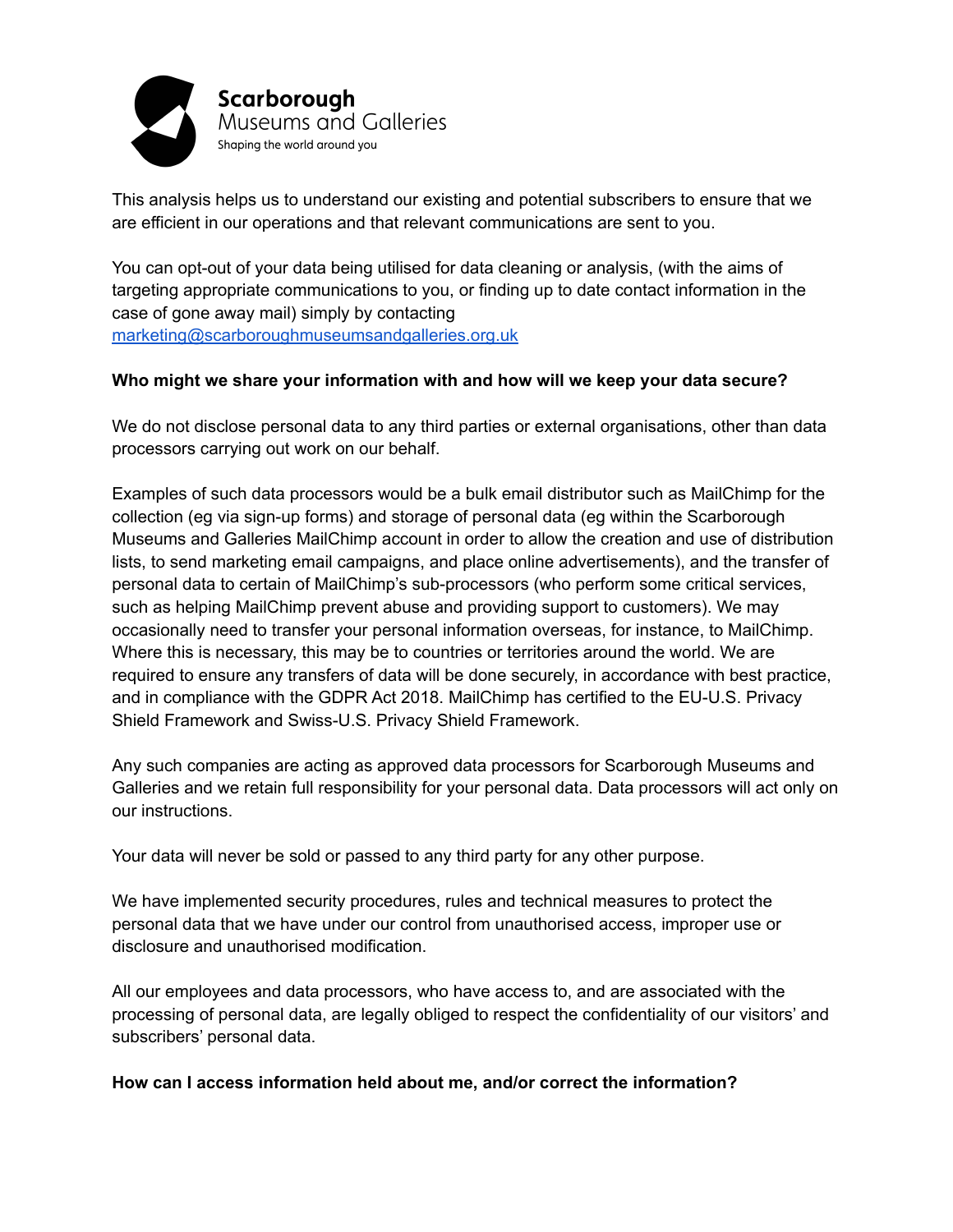This analysis helps us to understand our existing and potential subscribers to ensure that we are efficient in our operations and that relevant communications are sent to you.

You can opt-out of your data being utilised for data cleaning or analysis, (with the aims of targeting appropriate communications to you, or finding up to date contact information in the case of gone away mail) simply by contacting [marketing@scarboroughmuseumsandgalleries.org.uk](mailto:marketing@scarboroughmuseumsandgalleries.org.uk)

**Who might we share your information with and how will we keep your data secure?**

We do not disclose personal data to any third parties or external organisations, other than data processors carrying out work on our behalf.

Examples of such data processors would be a bulk email distributor such as MailChimp for the collection (eg via sign-up forms) and storage of personal data (eg within the Scarborough Museums and Galleries MailChimp account in order to allow the creation and use of distribution lists, to send marketing email campaigns, and place online advertisements), and the transfer of personal data to certain of MailChimp's sub-processors (who perform some critical services, such as helping MailChimp prevent abuse and providing support to customers). We may occasionally need to transfer your personal information overseas, for instance, to MailChimp. Where this is necessary, this may be to countries or territories around the world. We are required to ensure any transfers of data will be done securely, in accordance with best practice, and in compliance with the GDPR Act 2018. MailChimp has certified to the EU-U.S. Privacy Shield Framework and Swiss-U.S. Privacy Shield Framework.

Any such companies are acting as approved data processors for Scarborough Museums and Galleries and we retain full responsibility for your personal data. Data processors will act only on our instructions.

Your data will never be sold or passed to any third party for any other purpose.

We have implemented security procedures, rules and technical measures to protect the personal data that we have under our control from unauthorised access, improper use or disclosure and unauthorised modification.

All our employees and data processors, who have access to, and are associated with the processing of personal data, are legally obliged to respect the confidentiality of our visitors' and subscribers' personal data.

**How can I access information held about me, and/or correct the information?**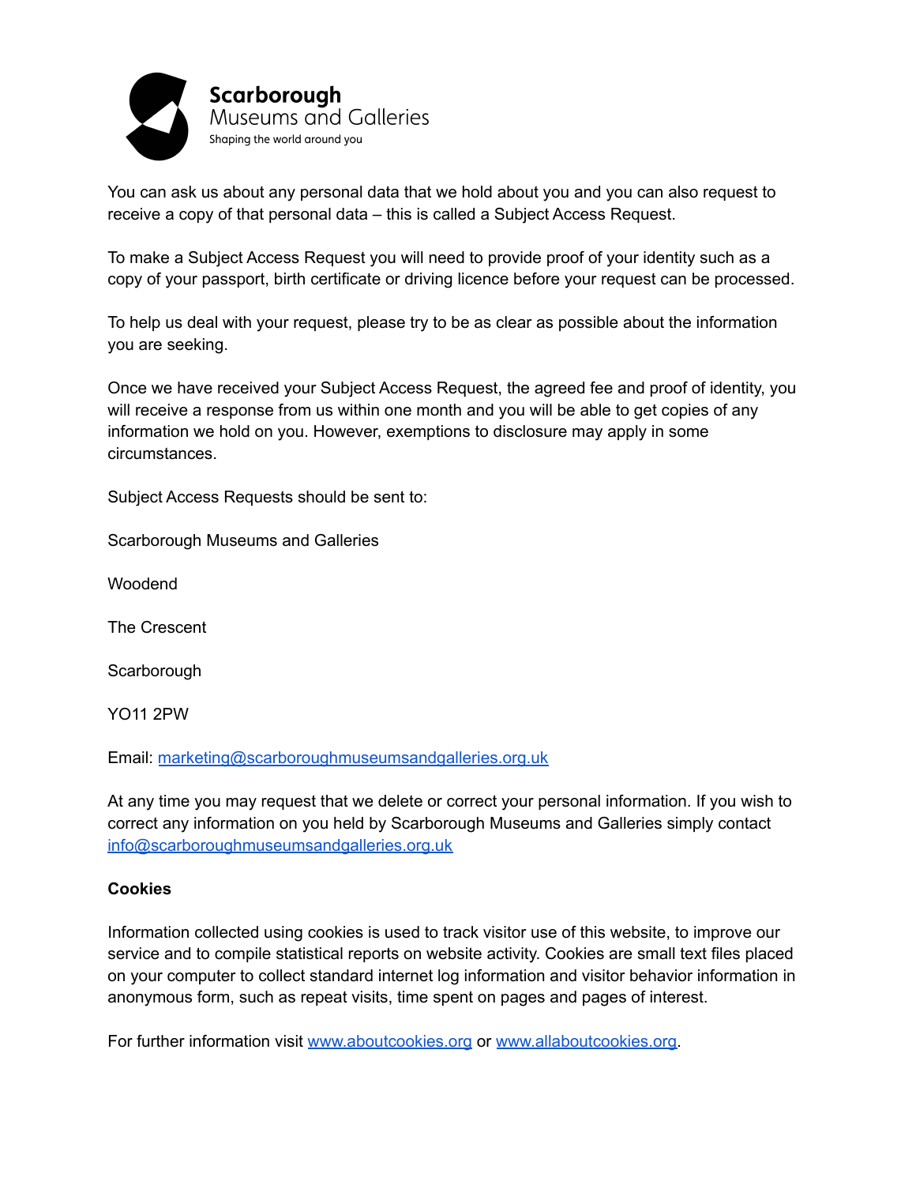You can ask us about any personal data that we hold about you and you can also request to receive a copy of that personal data – this is called a Subject Access Request.

To make a Subject Access Request you will need to provide proof of your identity such as a copy of your passport, birth certificate or driving licence before your request can be processed.

To help us deal with your request, please try to be as clear as possible about the information you are seeking.

Once we have received your Subject Access Request, the agreed fee and proof of identity, you will receive a response from us within one month and you will be able to get copies of any information we hold on you. However, exemptions to disclosure may apply in some circumstances.

Subject Access Requests should be sent to:

Scarborough Museums and Galleries

Woodend

The Crescent

Scarborough

YO11 2PW

Email: marketing@scarboroughmuseumsandgalleries.org.uk

At any time you may request that we delete or correct your personal information. If you wish to correct any information on you held by Scarborough Museums and Galleries simply contact info@scarboroughmuseumsandgalleries.org.uk

**Cookies**

Information collected using cookies is used to track visitor use of this website, to improve our service and to compile statistical reports on website activity. Cookies are small text files placed on your computer to collect standard internet log information and visitor behavior information in anonymous form, such as repeat visits, time spent on pages and pages of interest.

For further information visit www.aboutcookies.org or www.allaboutcookies.org.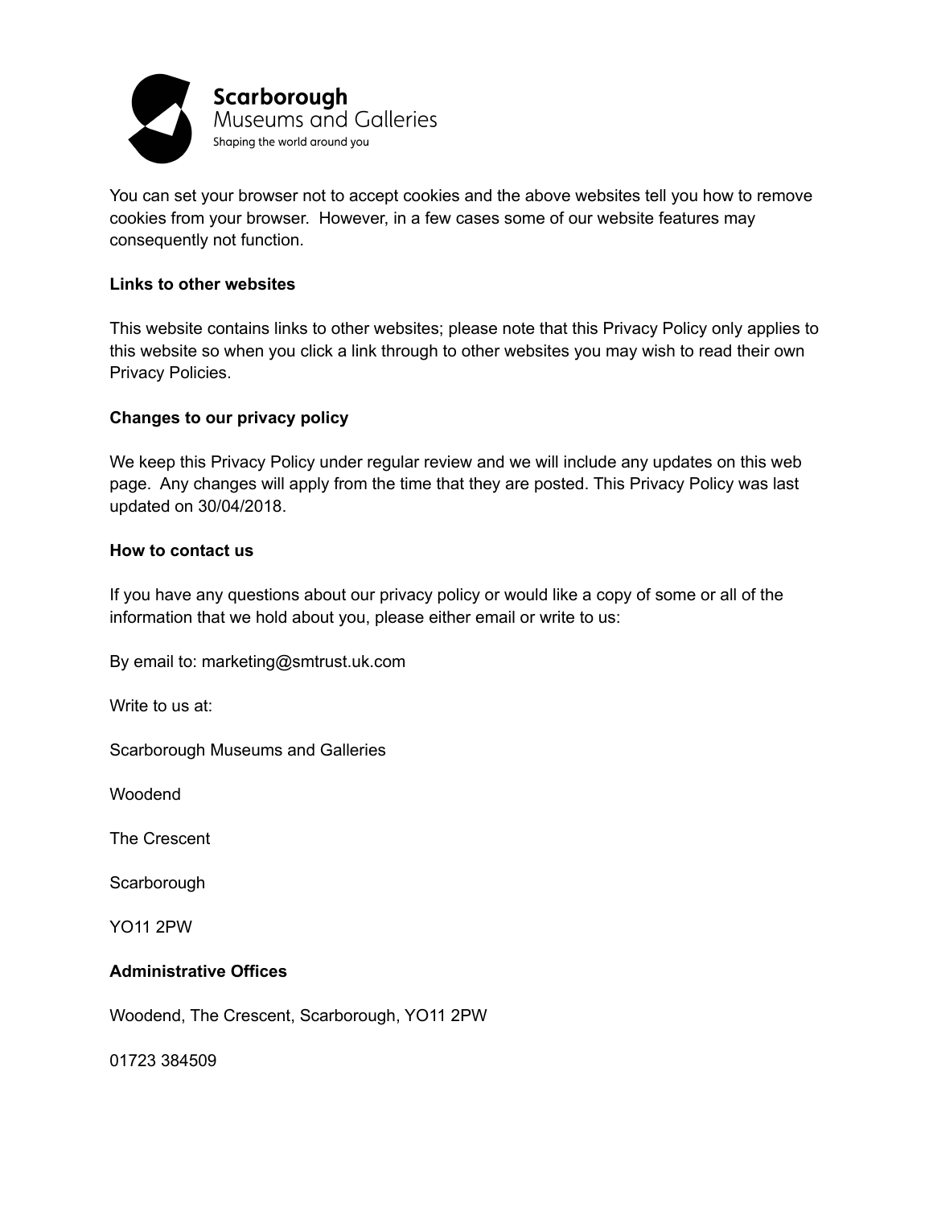You can set your browser not to accept cookies and the above websites tell you how to remove cookies from your browser. However, in a few cases some of our website features may consequently not function.

**Links to other websites**

This website contains links to other websites; please note that this Privacy Policy only applies to this website so when you click a link through to other websites you may wish to read their own Privacy Policies.

**Changes to our privacy policy**

We keep this Privacy Policy under regular review and we will include any updates on this web page. Any changes will apply from the time that they are posted. This Privacy Policy was last updated on 30/04/2018.

**How to contact us**

If you have any questions about our privacy policy or would like a copy of some or all of the information that we hold about you, please either email or write to us:

By email to: marketing@smtrust.uk.com

Write to us at:

Scarborough Museums and Galleries

Woodend

The Crescent

Scarborough

YO11 2PW

**Administrative Offices**

Woodend, The Crescent, Scarborough, YO11 2PW

01723 384509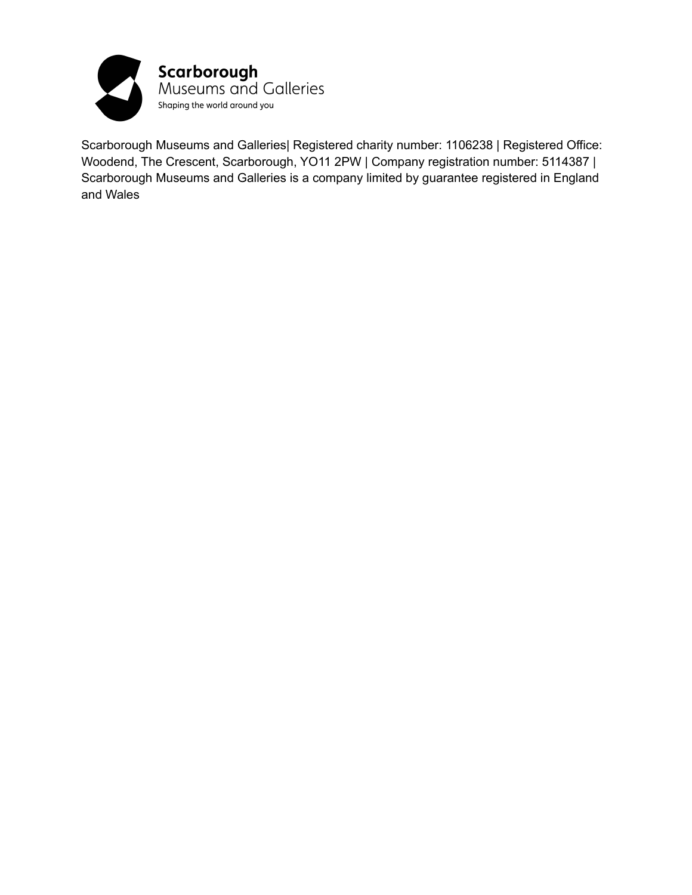Scarborough
Museums and Galleries
Shaping the world around you

Scarborough Museums and Galleries| Registered charity number: 1106238 | Registered Office: Woodend, The Crescent, Scarborough, YO11 2PW | Company registration number: 5114387 | Scarborough Museums and Galleries is a company limited by guarantee registered in England and Wales